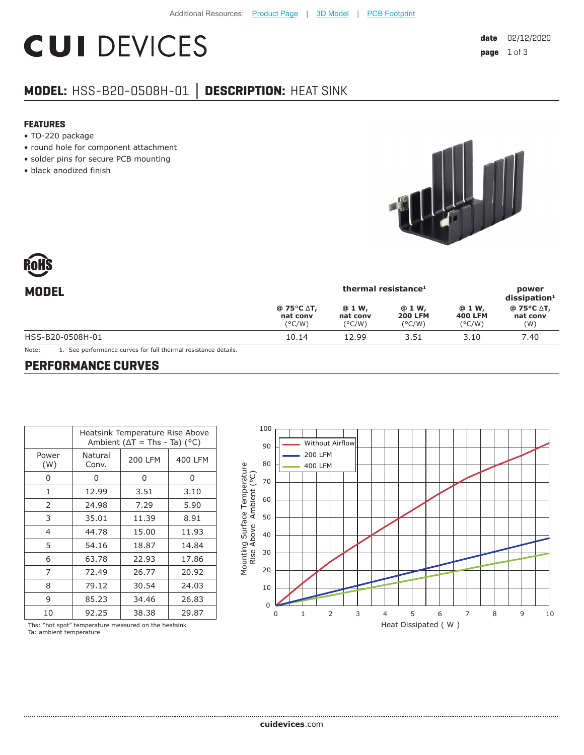Additional Resources: Product Page | 3D Model | PCB Footprint

# CUI DEVICES

**date** 02/12/2020

## MODEL: HSS-B20-0508H-01 | DESCRIPTION: HEAT SINK

### FEATURES

- TO-220 package
- round hole for component attachment
- solder pins for secure PCB mounting
- black anodized finish

RoHS

## MODEL

| | thermal resistance[1] | | | | power dissipation[1] |
|---|---|---|---|---|---|
| | @ 75°C ΔT, nat conv (°C/W) | @ 1 W, nat conv (°C/W) | @ 1 W, 200 LFM (°C/W) | @ 1 W, 400 LFM (°C/W) | @ 75°C ΔT, nat conv (W) |
| HSS-B20-0508H-01 | 10.14 | 12.99 | 3.51 | 3.10 | 7.40 |

Note: 1. See performance curves for full thermal resistance details.

## PERFORMANCE CURVES

| | Heatsink Temperature Rise Above Ambient (ΔT = Ths - Ta) (°C) | | |
|---|---|---|---|
| Power (W) | Natural Conv. | 200 LFM | 400 LFM |
| 0 | 0 | 0 | 0 |
| 1 | 12.99 | 3.51 | 3.10 |
| 2 | 24.98 | 7.29 | 5.90 |
| 3 | 35.01 | 11.39 | 8.91 |
| 4 | 44.78 | 15.00 | 11.93 |
| 5 | 54.16 | 18.87 | 14.84 |
| 6 | 63.78 | 22.93 | 17.86 |
| 7 | 72.49 | 26.77 | 20.92 |
| 8 | 79.12 | 30.54 | 24.03 |
| 9 | 85.23 | 34.46 | 26.83 |
| 10 | 92.25 | 38.38 | 29.87 |

Ths: "hot spot" temperature measured on the heatsink
Ta: ambient temperature

Mounting Surface Temperature Rise Above Ambient (°C) vs. Heat Dissipated ( W ) — Without Airflow, 200 LFM, 400 LFM

cuidevices.com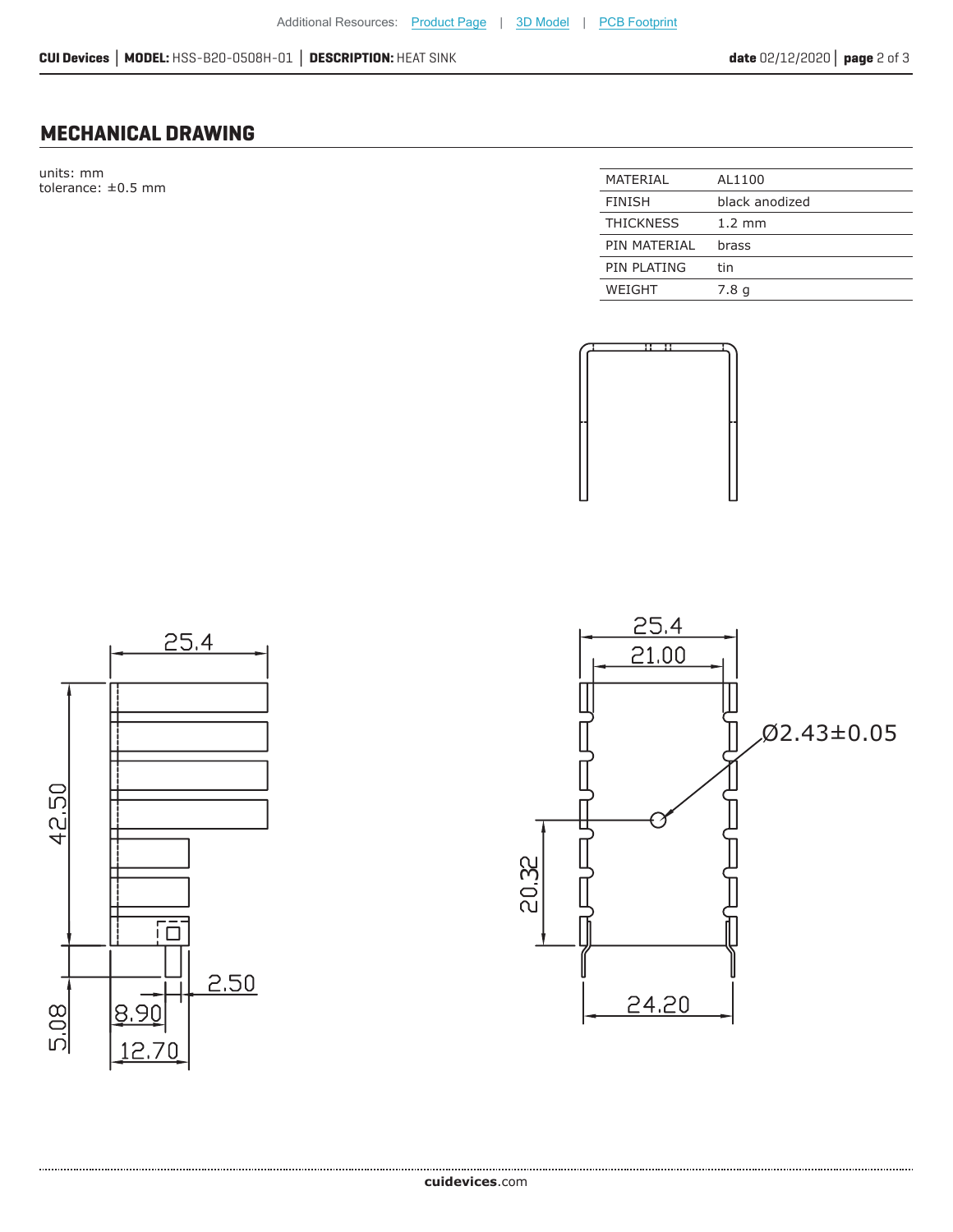## MECHANICAL DRAWING

units: mm
tolerance: ±0.5 mm

| | |
|---|---|
| MATERIAL | AL1100 |
| FINISH | black anodized |
| THICKNESS | 1.2 mm |
| PIN MATERIAL | brass |
| PIN PLATING | tin |
| WEIGHT | 7.8 g |

25.4
42.50
5.08
8.90
2.50
12.70

25.4
21.00
Ø2.43±0.05
20.32
24.20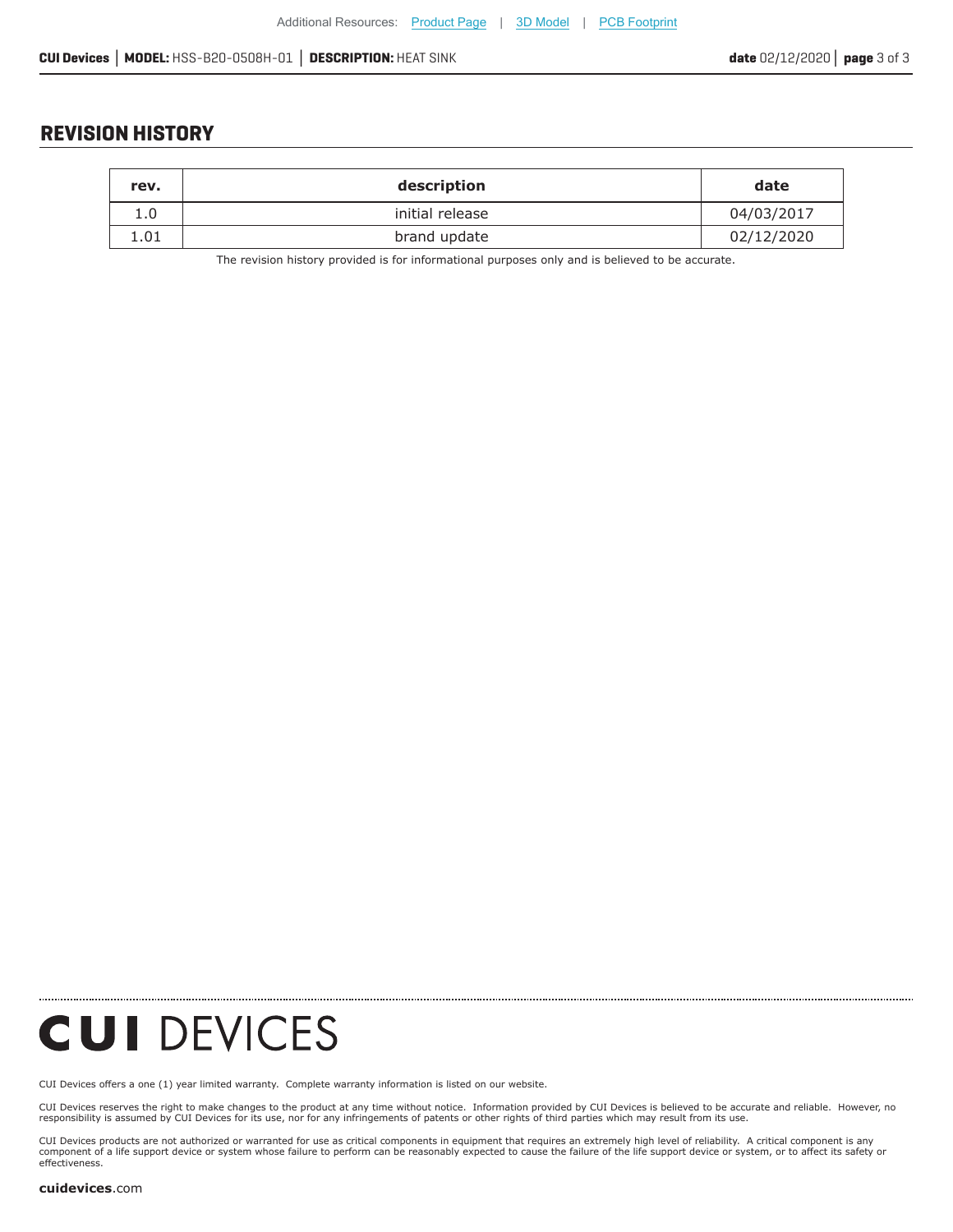## REVISION HISTORY

| rev. | description | date |
| --- | --- | --- |
| 1.0 | initial release | 04/03/2017 |
| 1.01 | brand update | 02/12/2020 |

The revision history provided is for informational purposes only and is believed to be accurate.

**CUI** DEVICES

CUI Devices offers a one (1) year limited warranty. Complete warranty information is listed on our website.

CUI Devices reserves the right to make changes to the product at any time without notice. Information provided by CUI Devices is believed to be accurate and reliable. However, no responsibility is assumed by CUI Devices for its use, nor for any infringements of patents or other rights of third parties which may result from its use.

CUI Devices products are not authorized or warranted for use as critical components in equipment that requires an extremely high level of reliability. A critical component is any component of a life support device or system whose failure to perform can be reasonably expected to cause the failure of the life support device or system, or to affect its safety or effectiveness.

**cuidevices**.com